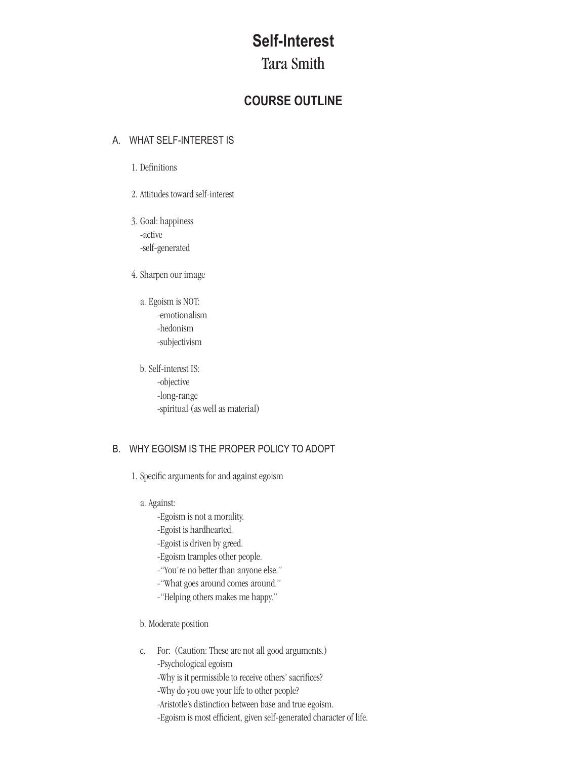# Self-Interest

## Tara Smith

### COURSE OUTLINE

A. WHAT SELF-INTEREST IS

1. Definitions

2. Attitudes toward self-interest

3. Goal: happiness
   - -active
   - -self-generated

4. Sharpen our image

   a. Egoism is NOT:
      - -emotionalism
      - -hedonism
      - -subjectivism

   b. Self-interest IS:
      - -objective
      - -long-range
      - -spiritual (as well as material)

B. WHY EGOISM IS THE PROPER POLICY TO ADOPT

1. Specific arguments for and against egoism

   a. Against:
      - -Egoism is not a morality.
      - -Egoist is hardhearted.
      - -Egoist is driven by greed.
      - -Egoism tramples other people.
      - -"You're no better than anyone else."
      - -"What goes around comes around."
      - -"Helping others makes me happy."

   b. Moderate position

   c. For: (Caution: These are not all good arguments.)
      - -Psychological egoism
      - -Why is it permissible to receive others' sacrifices?
      - -Why do you owe your life to other people?
      - -Aristotle's distinction between base and true egoism.
      - -Egoism is most efficient, given self-generated character of life.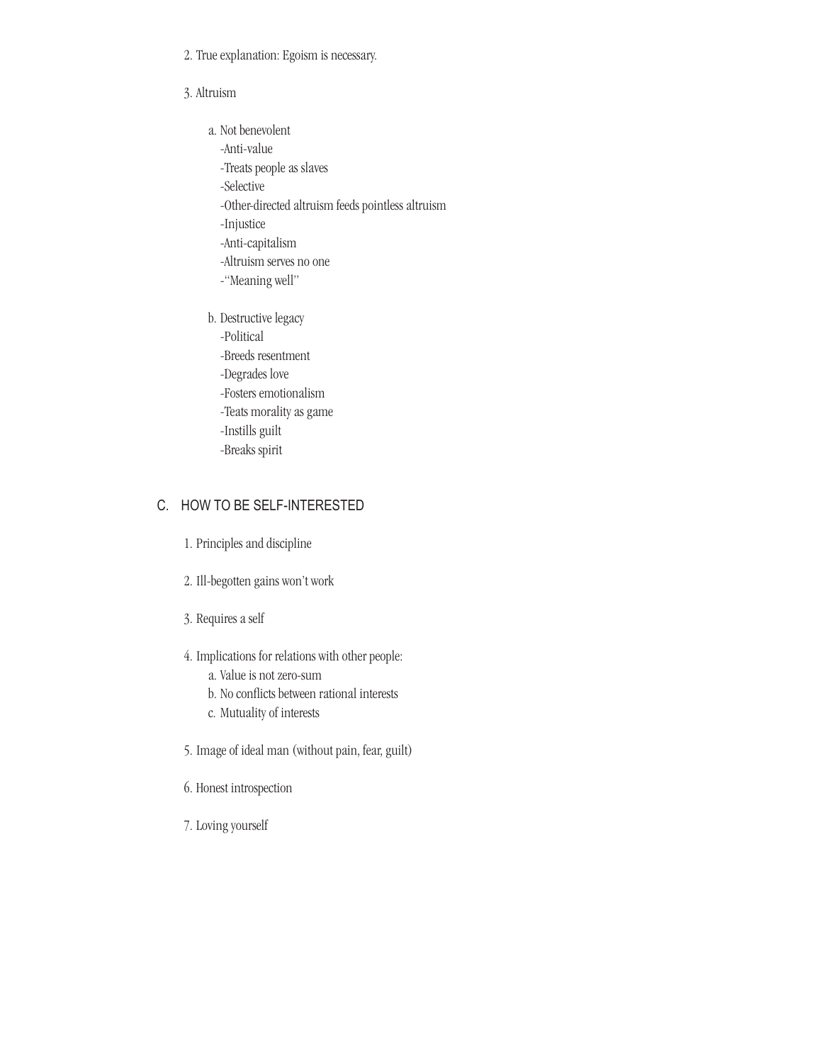2. True explanation: Egoism is necessary.

3. Altruism

   a. Not benevolent
      -Anti-value
      -Treats people as slaves
      -Selective
      -Other-directed altruism feeds pointless altruism
      -Injustice
      -Anti-capitalism
      -Altruism serves no one
      -"Meaning well"

   b. Destructive legacy
      -Political
      -Breeds resentment
      -Degrades love
      -Fosters emotionalism
      -Teats morality as game
      -Instills guilt
      -Breaks spirit

## C. HOW TO BE SELF-INTERESTED

1. Principles and discipline

2. Ill-begotten gains won't work

3. Requires a self

4. Implications for relations with other people:
   a. Value is not zero-sum
   b. No conflicts between rational interests
   c. Mutuality of interests

5. Image of ideal man (without pain, fear, guilt)

6. Honest introspection

7. Loving yourself